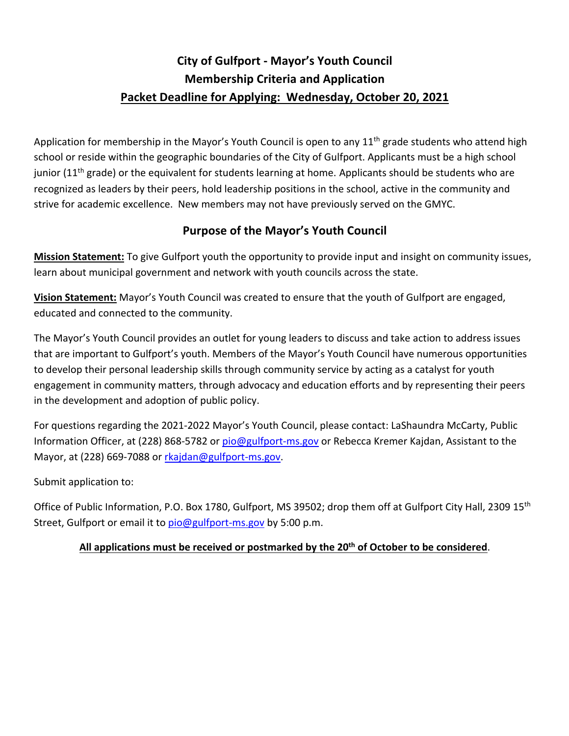# City of Gulfport - Mayor's Youth Council
## Membership Criteria and Application
## Packet Deadline for Applying: Wednesday, October 20, 2021

Application for membership in the Mayor's Youth Council is open to any 11th grade students who attend high school or reside within the geographic boundaries of the City of Gulfport. Applicants must be a high school junior (11th grade) or the equivalent for students learning at home. Applicants should be students who are recognized as leaders by their peers, hold leadership positions in the school, active in the community and strive for academic excellence. New members may not have previously served on the GMYC.

## Purpose of the Mayor's Youth Council

**Mission Statement:** To give Gulfport youth the opportunity to provide input and insight on community issues, learn about municipal government and network with youth councils across the state.

**Vision Statement:** Mayor's Youth Council was created to ensure that the youth of Gulfport are engaged, educated and connected to the community.

The Mayor's Youth Council provides an outlet for young leaders to discuss and take action to address issues that are important to Gulfport's youth. Members of the Mayor's Youth Council have numerous opportunities to develop their personal leadership skills through community service by acting as a catalyst for youth engagement in community matters, through advocacy and education efforts and by representing their peers in the development and adoption of public policy.

For questions regarding the 2021-2022 Mayor's Youth Council, please contact: LaShaundra McCarty, Public Information Officer, at (228) 868-5782 or pio@gulfport-ms.gov or Rebecca Kremer Kajdan, Assistant to the Mayor, at (228) 669-7088 or rkajdan@gulfport-ms.gov.

Submit application to:

Office of Public Information, P.O. Box 1780, Gulfport, MS 39502; drop them off at Gulfport City Hall, 2309 15th Street, Gulfport or email it to pio@gulfport-ms.gov by 5:00 p.m.

**All applications must be received or postmarked by the 20th of October to be considered.**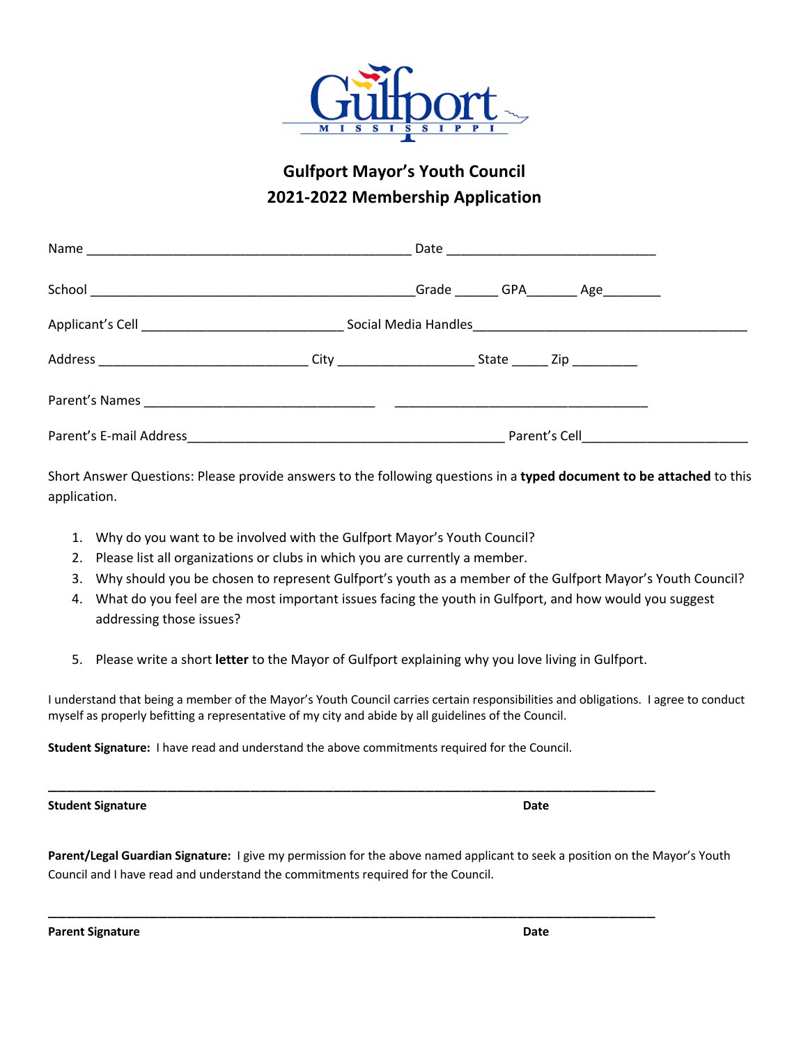Gulfport
MISSISSIPPI

## Gulfport Mayor's Youth Council
## 2021-2022 Membership Application

Name _____________________________________________ Date _____________________________

School _____________________________________________Grade ______ GPA_______ Age________

Applicant's Cell ___________________________ Social Media Handles_____________________________________

Address _____________________________ City ___________________ State _____ Zip _________

Parent's Names _______________________________ __________________________________

Parent's E-mail Address___________________________________________ Parent's Cell______________________

Short Answer Questions: Please provide answers to the following questions in a **typed document to be attached** to this application.

1. Why do you want to be involved with the Gulfport Mayor's Youth Council?
2. Please list all organizations or clubs in which you are currently a member.
3. Why should you be chosen to represent Gulfport's youth as a member of the Gulfport Mayor's Youth Council?
4. What do you feel are the most important issues facing the youth in Gulfport, and how would you suggest addressing those issues?
5. Please write a short **letter** to the Mayor of Gulfport explaining why you love living in Gulfport.

I understand that being a member of the Mayor's Youth Council carries certain responsibilities and obligations. I agree to conduct myself as properly befitting a representative of my city and abide by all guidelines of the Council.

**Student Signature:** I have read and understand the above commitments required for the Council.

____________________________________________________________________________________

**Student Signature** **Date**

**Parent/Legal Guardian Signature:** I give my permission for the above named applicant to seek a position on the Mayor's Youth Council and I have read and understand the commitments required for the Council.

____________________________________________________________________________________

**Parent Signature** **Date**